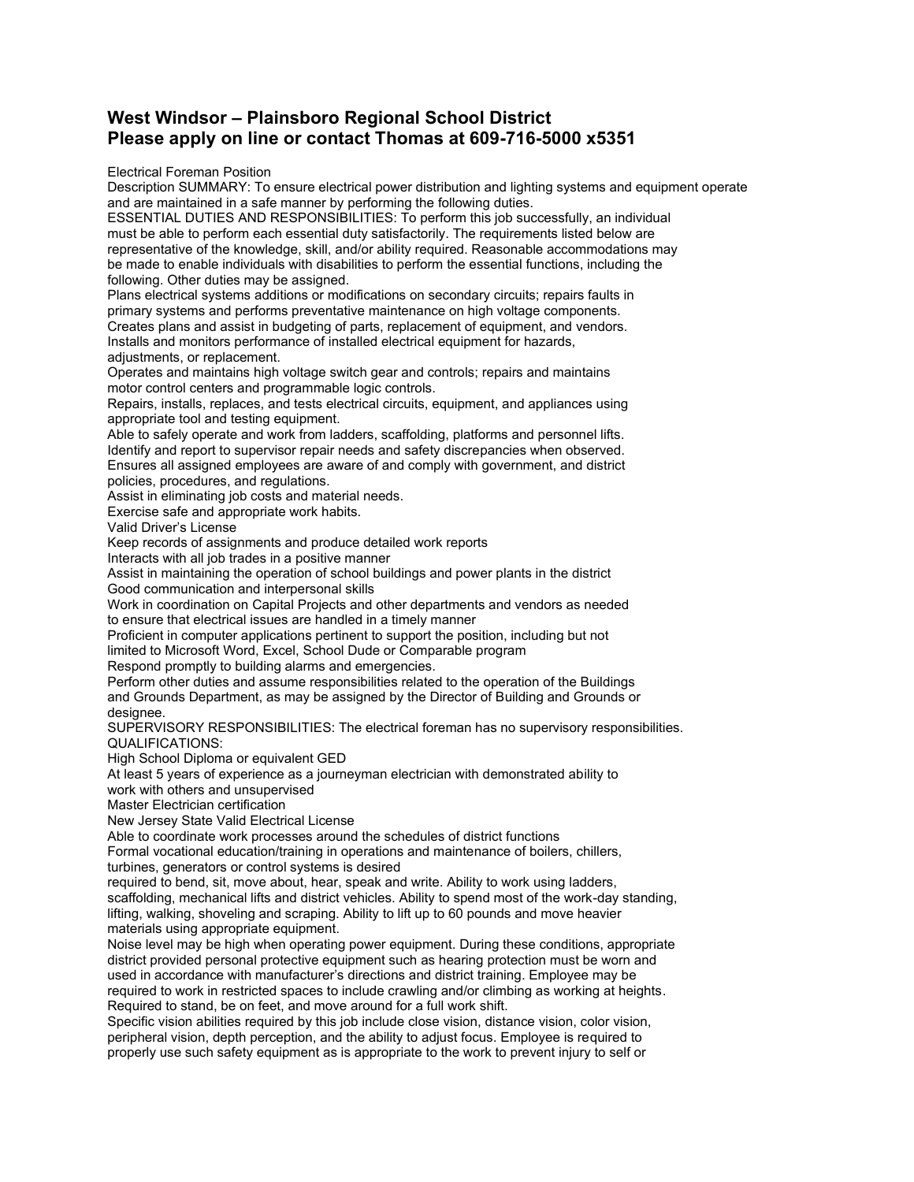## West Windsor – Plainsboro Regional School District
## Please apply on line or contact Thomas at 609-716-5000 x5351

Electrical Foreman Position
Description SUMMARY: To ensure electrical power distribution and lighting systems and equipment operate and are maintained in a safe manner by performing the following duties.
ESSENTIAL DUTIES AND RESPONSIBILITIES: To perform this job successfully, an individual must be able to perform each essential duty satisfactorily. The requirements listed below are representative of the knowledge, skill, and/or ability required. Reasonable accommodations may be made to enable individuals with disabilities to perform the essential functions, including the following. Other duties may be assigned.
Plans electrical systems additions or modifications on secondary circuits; repairs faults in primary systems and performs preventative maintenance on high voltage components.
Creates plans and assist in budgeting of parts, replacement of equipment, and vendors.
Installs and monitors performance of installed electrical equipment for hazards, adjustments, or replacement.
Operates and maintains high voltage switch gear and controls; repairs and maintains motor control centers and programmable logic controls.
Repairs, installs, replaces, and tests electrical circuits, equipment, and appliances using appropriate tool and testing equipment.
Able to safely operate and work from ladders, scaffolding, platforms and personnel lifts.
Identify and report to supervisor repair needs and safety discrepancies when observed.
Ensures all assigned employees are aware of and comply with government, and district policies, procedures, and regulations.
Assist in eliminating job costs and material needs.
Exercise safe and appropriate work habits.
Valid Driver's License
Keep records of assignments and produce detailed work reports
Interacts with all job trades in a positive manner
Assist in maintaining the operation of school buildings and power plants in the district
Good communication and interpersonal skills
Work in coordination on Capital Projects and other departments and vendors as needed to ensure that electrical issues are handled in a timely manner
Proficient in computer applications pertinent to support the position, including but not limited to Microsoft Word, Excel, School Dude or Comparable program
Respond promptly to building alarms and emergencies.
Perform other duties and assume responsibilities related to the operation of the Buildings and Grounds Department, as may be assigned by the Director of Building and Grounds or designee.
SUPERVISORY RESPONSIBILITIES: The electrical foreman has no supervisory responsibilities.
QUALIFICATIONS:
High School Diploma or equivalent GED
At least 5 years of experience as a journeyman electrician with demonstrated ability to work with others and unsupervised
Master Electrician certification
New Jersey State Valid Electrical License
Able to coordinate work processes around the schedules of district functions
Formal vocational education/training in operations and maintenance of boilers, chillers, turbines, generators or control systems is desired
required to bend, sit, move about, hear, speak and write. Ability to work using ladders, scaffolding, mechanical lifts and district vehicles. Ability to spend most of the work-day standing, lifting, walking, shoveling and scraping. Ability to lift up to 60 pounds and move heavier materials using appropriate equipment.
Noise level may be high when operating power equipment. During these conditions, appropriate district provided personal protective equipment such as hearing protection must be worn and used in accordance with manufacturer's directions and district training. Employee may be required to work in restricted spaces to include crawling and/or climbing as working at heights. Required to stand, be on feet, and move around for a full work shift.
Specific vision abilities required by this job include close vision, distance vision, color vision, peripheral vision, depth perception, and the ability to adjust focus. Employee is required to properly use such safety equipment as is appropriate to the work to prevent injury to self or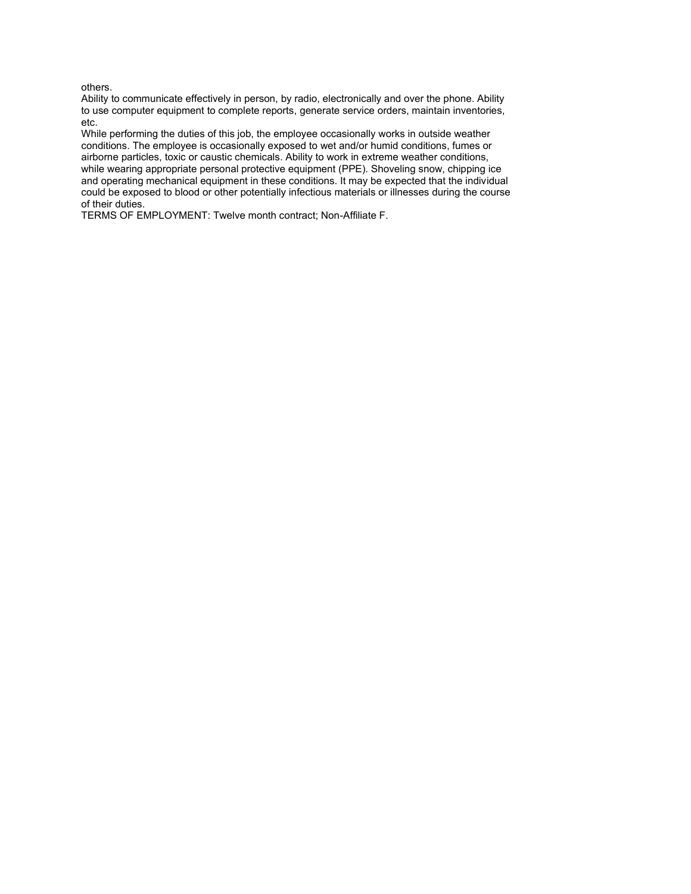others.

Ability to communicate effectively in person, by radio, electronically and over the phone. Ability to use computer equipment to complete reports, generate service orders, maintain inventories, etc.

While performing the duties of this job, the employee occasionally works in outside weather conditions. The employee is occasionally exposed to wet and/or humid conditions, fumes or airborne particles, toxic or caustic chemicals. Ability to work in extreme weather conditions, while wearing appropriate personal protective equipment (PPE). Shoveling snow, chipping ice and operating mechanical equipment in these conditions. It may be expected that the individual could be exposed to blood or other potentially infectious materials or illnesses during the course of their duties.

TERMS OF EMPLOYMENT: Twelve month contract; Non-Affiliate F.